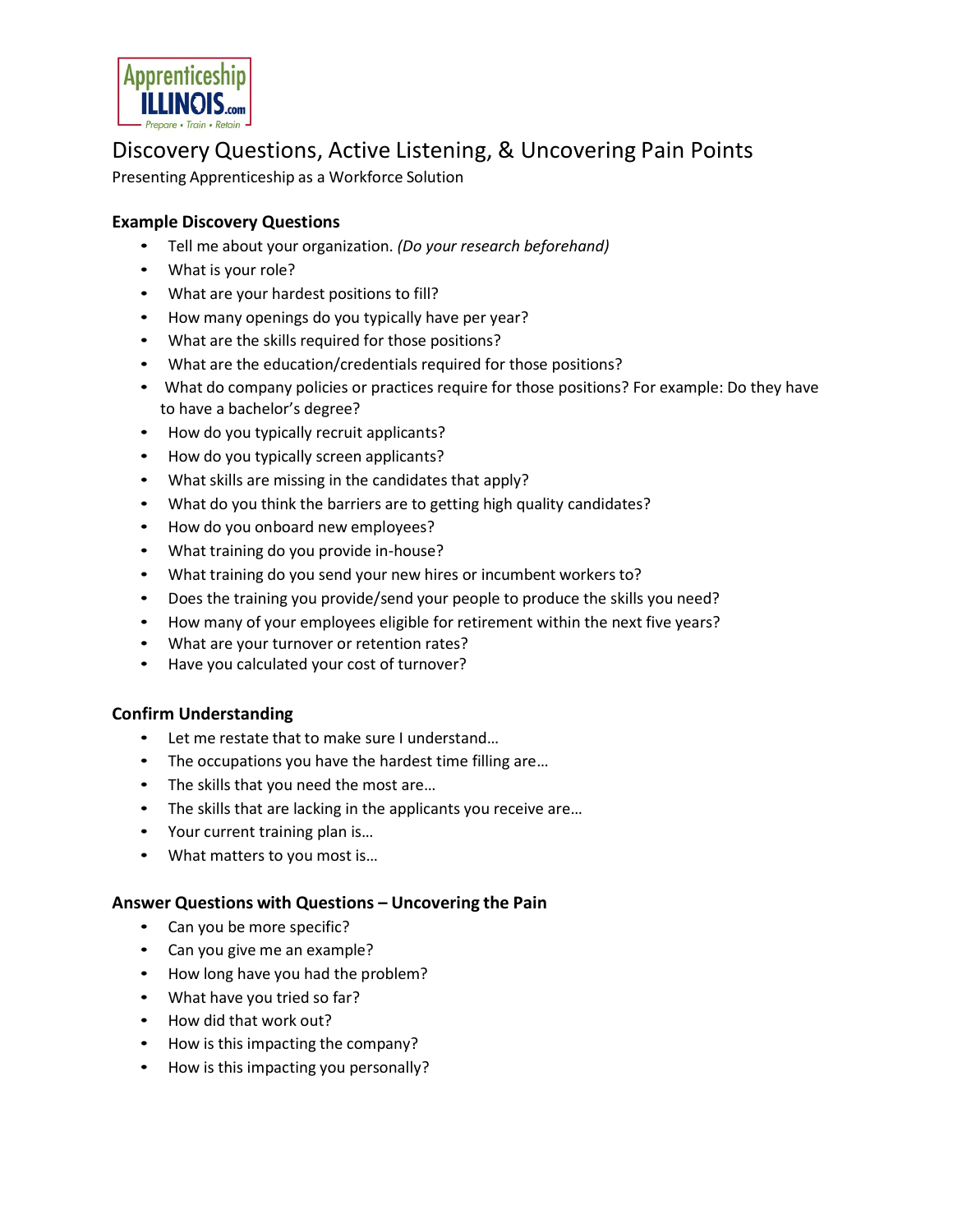# Discovery Questions, Active Listening, & Uncovering Pain Points

Presenting Apprenticeship as a Workforce Solution

## Example Discovery Questions

- Tell me about your organization. *(Do your research beforehand)*
- What is your role?
- What are your hardest positions to fill?
- How many openings do you typically have per year?
- What are the skills required for those positions?
- What are the education/credentials required for those positions?
- What do company policies or practices require for those positions? For example: Do they have to have a bachelor's degree?
- How do you typically recruit applicants?
- How do you typically screen applicants?
- What skills are missing in the candidates that apply?
- What do you think the barriers are to getting high quality candidates?
- How do you onboard new employees?
- What training do you provide in-house?
- What training do you send your new hires or incumbent workers to?
- Does the training you provide/send your people to produce the skills you need?
- How many of your employees eligible for retirement within the next five years?
- What are your turnover or retention rates?
- Have you calculated your cost of turnover?

## Confirm Understanding

- Let me restate that to make sure I understand…
- The occupations you have the hardest time filling are…
- The skills that you need the most are…
- The skills that are lacking in the applicants you receive are…
- Your current training plan is…
- What matters to you most is…

## Answer Questions with Questions – Uncovering the Pain

- Can you be more specific?
- Can you give me an example?
- How long have you had the problem?
- What have you tried so far?
- How did that work out?
- How is this impacting the company?
- How is this impacting you personally?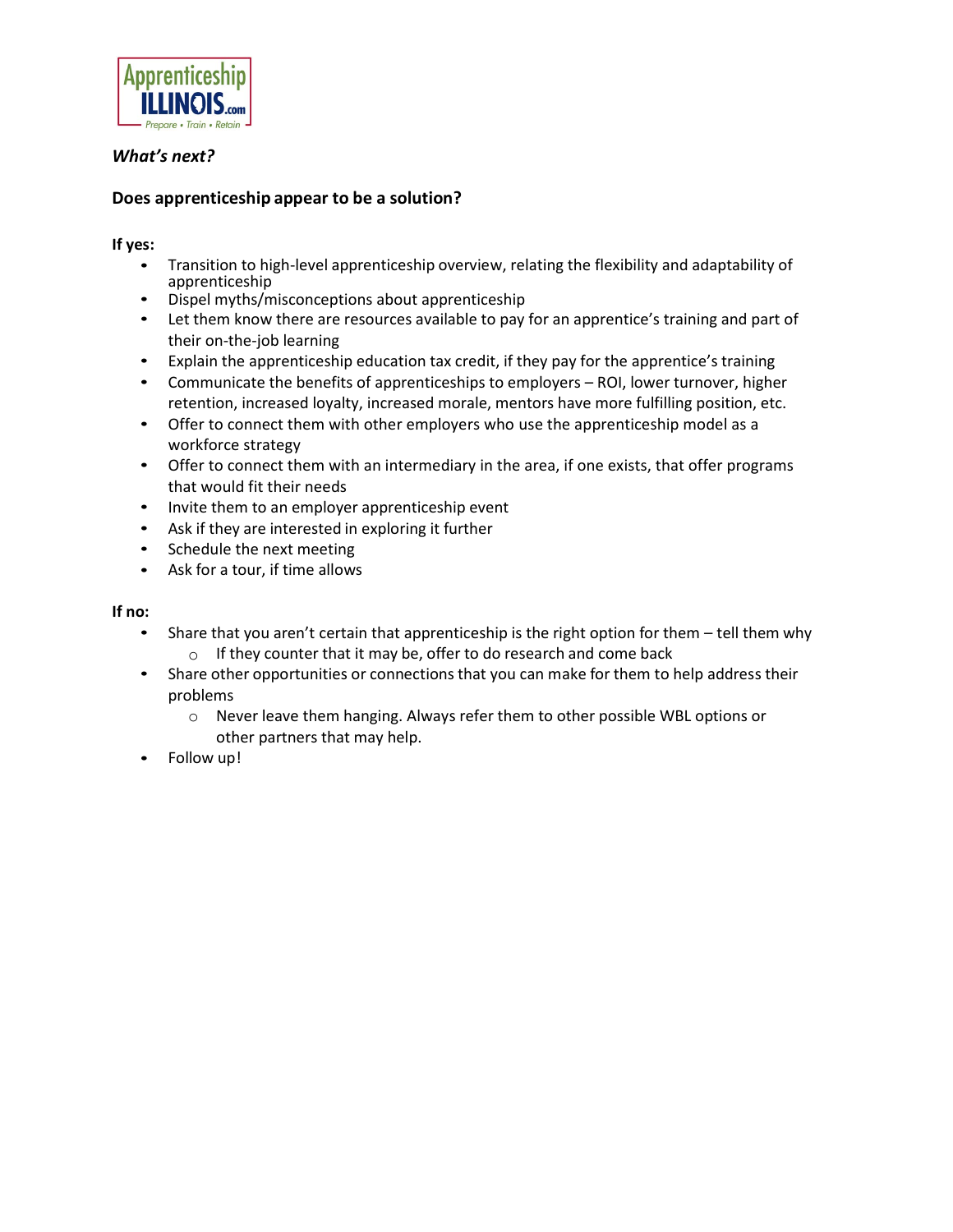*What's next?*

**Does apprenticeship appear to be a solution?**

**If yes:**

- Transition to high-level apprenticeship overview, relating the flexibility and adaptability of apprenticeship
- Dispel myths/misconceptions about apprenticeship
- Let them know there are resources available to pay for an apprentice's training and part of their on-the-job learning
- Explain the apprenticeship education tax credit, if they pay for the apprentice's training
- Communicate the benefits of apprenticeships to employers – ROI, lower turnover, higher retention, increased loyalty, increased morale, mentors have more fulfilling position, etc.
- Offer to connect them with other employers who use the apprenticeship model as a workforce strategy
- Offer to connect them with an intermediary in the area, if one exists, that offer programs that would fit their needs
- Invite them to an employer apprenticeship event
- Ask if they are interested in exploring it further
- Schedule the next meeting
- Ask for a tour, if time allows

**If no:**

- Share that you aren't certain that apprenticeship is the right option for them – tell them why
  - If they counter that it may be, offer to do research and come back
- Share other opportunities or connections that you can make for them to help address their problems
  - Never leave them hanging. Always refer them to other possible WBL options or other partners that may help.
- Follow up!